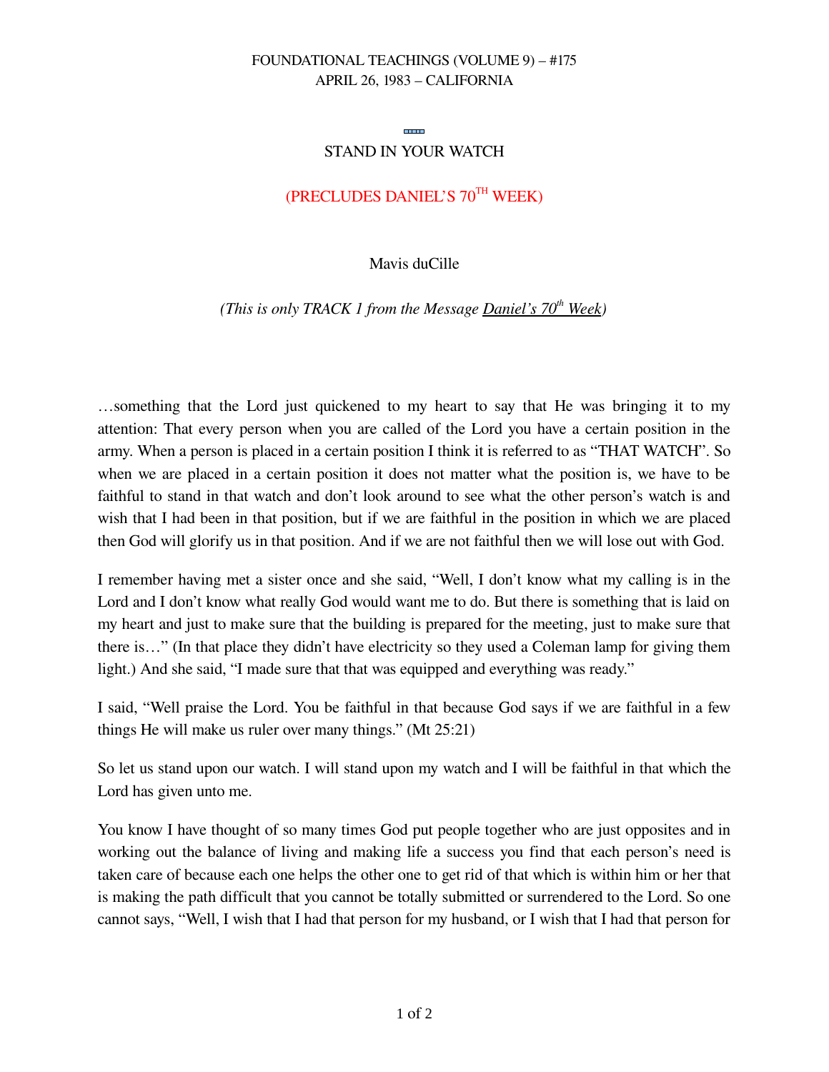FOUNDATIONAL TEACHINGS (VOLUME 9) – #175
APRIL 26, 1983 – CALIFORNIA

# STAND IN YOUR WATCH

## (PRECLUDES DANIEL'S 70TH WEEK)

Mavis duCille

*(This is only TRACK 1 from the Message Daniel's 70th Week)*

…something that the Lord just quickened to my heart to say that He was bringing it to my attention: That every person when you are called of the Lord you have a certain position in the army. When a person is placed in a certain position I think it is referred to as "THAT WATCH". So when we are placed in a certain position it does not matter what the position is, we have to be faithful to stand in that watch and don't look around to see what the other person's watch is and wish that I had been in that position, but if we are faithful in the position in which we are placed then God will glorify us in that position. And if we are not faithful then we will lose out with God.

I remember having met a sister once and she said, "Well, I don't know what my calling is in the Lord and I don't know what really God would want me to do. But there is something that is laid on my heart and just to make sure that the building is prepared for the meeting, just to make sure that there is…" (In that place they didn't have electricity so they used a Coleman lamp for giving them light.) And she said, "I made sure that that was equipped and everything was ready."

I said, "Well praise the Lord. You be faithful in that because God says if we are faithful in a few things He will make us ruler over many things." (Mt 25:21)

So let us stand upon our watch. I will stand upon my watch and I will be faithful in that which the Lord has given unto me.

You know I have thought of so many times God put people together who are just opposites and in working out the balance of living and making life a success you find that each person's need is taken care of because each one helps the other one to get rid of that which is within him or her that is making the path difficult that you cannot be totally submitted or surrendered to the Lord. So one cannot says, "Well, I wish that I had that person for my husband, or I wish that I had that person for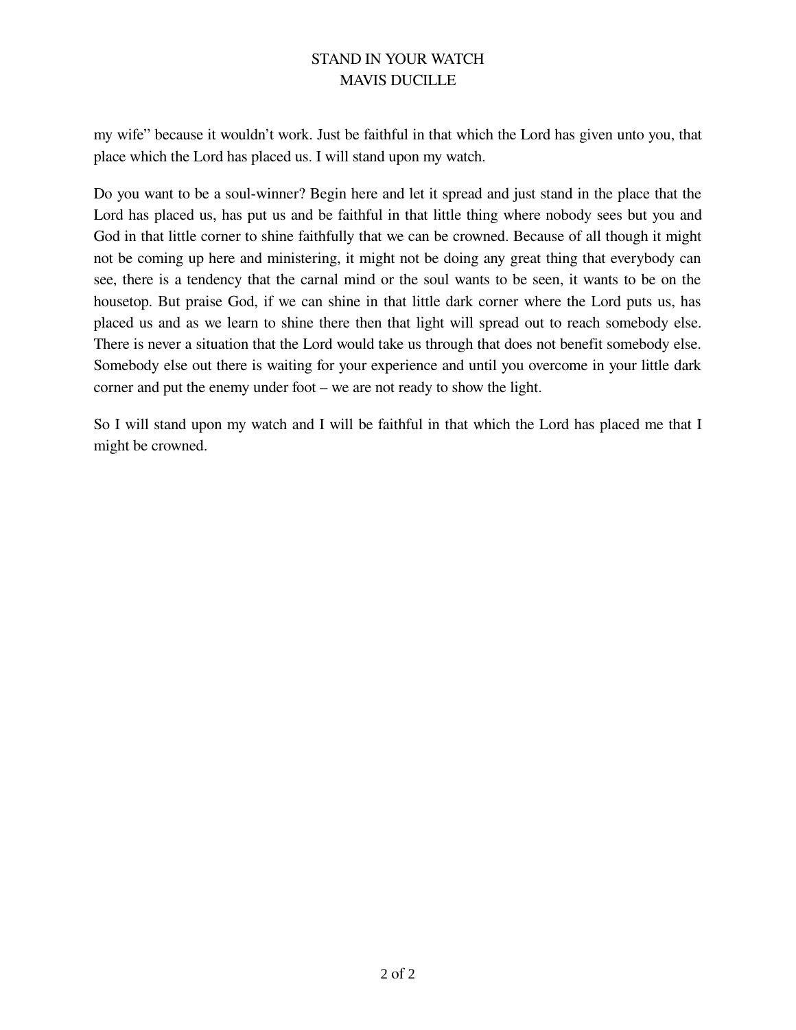my wife" because it wouldn't work. Just be faithful in that which the Lord has given unto you, that place which the Lord has placed us. I will stand upon my watch.

Do you want to be a soul-winner? Begin here and let it spread and just stand in the place that the Lord has placed us, has put us and be faithful in that little thing where nobody sees but you and God in that little corner to shine faithfully that we can be crowned. Because of all though it might not be coming up here and ministering, it might not be doing any great thing that everybody can see, there is a tendency that the carnal mind or the soul wants to be seen, it wants to be on the housetop. But praise God, if we can shine in that little dark corner where the Lord puts us, has placed us and as we learn to shine there then that light will spread out to reach somebody else. There is never a situation that the Lord would take us through that does not benefit somebody else. Somebody else out there is waiting for your experience and until you overcome in your little dark corner and put the enemy under foot – we are not ready to show the light.

So I will stand upon my watch and I will be faithful in that which the Lord has placed me that I might be crowned.